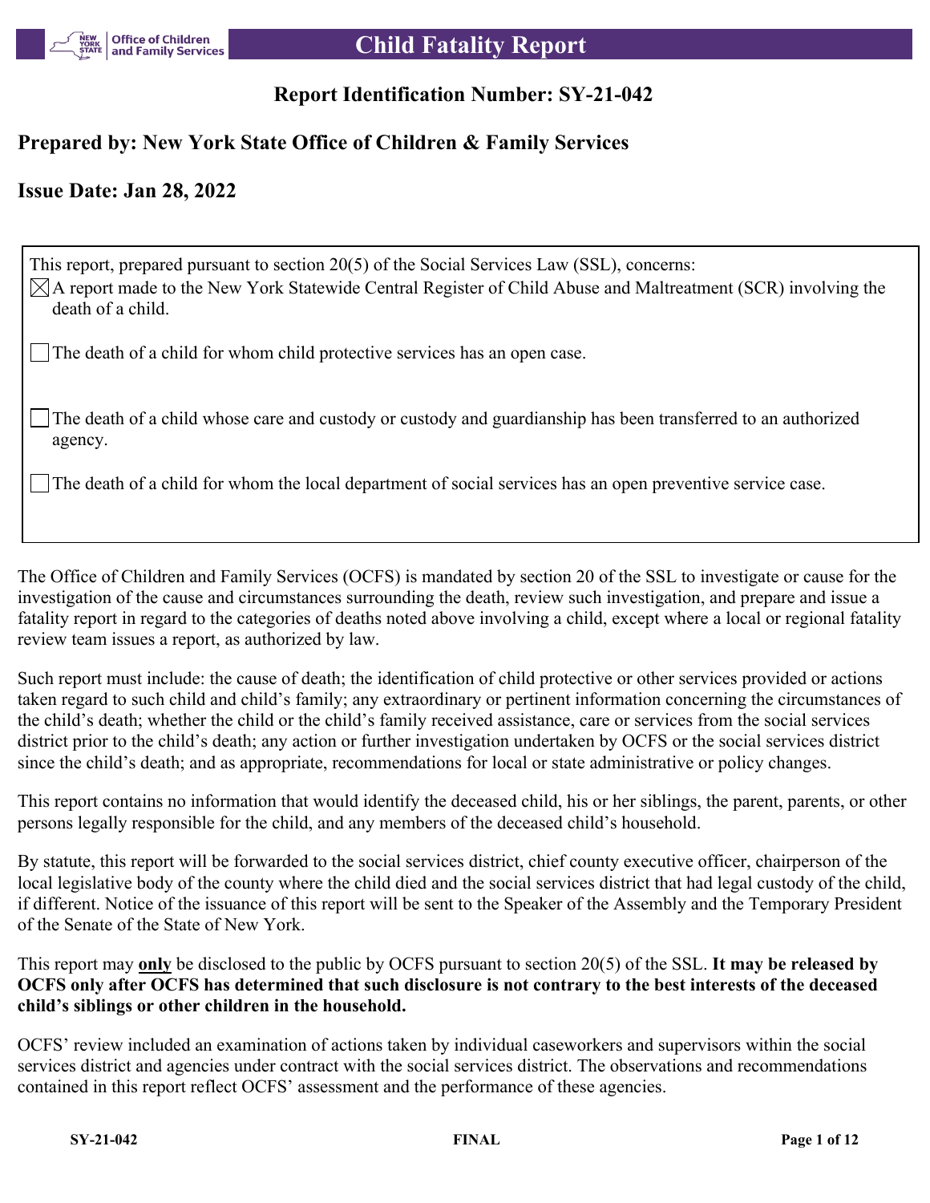# Child Fatality Report

## Report Identification Number: SY-21-042

## Prepared by: New York State Office of Children & Family Services

## Issue Date: Jan 28, 2022

This report, prepared pursuant to section 20(5) of the Social Services Law (SSL), concerns:

☒ A report made to the New York Statewide Central Register of Child Abuse and Maltreatment (SCR) involving the death of a child.

☐ The death of a child for whom child protective services has an open case.

☐ The death of a child whose care and custody or custody and guardianship has been transferred to an authorized agency.

☐ The death of a child for whom the local department of social services has an open preventive service case.

The Office of Children and Family Services (OCFS) is mandated by section 20 of the SSL to investigate or cause for the investigation of the cause and circumstances surrounding the death, review such investigation, and prepare and issue a fatality report in regard to the categories of deaths noted above involving a child, except where a local or regional fatality review team issues a report, as authorized by law.

Such report must include: the cause of death; the identification of child protective or other services provided or actions taken regard to such child and child's family; any extraordinary or pertinent information concerning the circumstances of the child's death; whether the child or the child's family received assistance, care or services from the social services district prior to the child's death; any action or further investigation undertaken by OCFS or the social services district since the child's death; and as appropriate, recommendations for local or state administrative or policy changes.

This report contains no information that would identify the deceased child, his or her siblings, the parent, parents, or other persons legally responsible for the child, and any members of the deceased child's household.

By statute, this report will be forwarded to the social services district, chief county executive officer, chairperson of the local legislative body of the county where the child died and the social services district that had legal custody of the child, if different. Notice of the issuance of this report will be sent to the Speaker of the Assembly and the Temporary President of the Senate of the State of New York.

This report may **only** be disclosed to the public by OCFS pursuant to section 20(5) of the SSL. **It may be released by OCFS only after OCFS has determined that such disclosure is not contrary to the best interests of the deceased child's siblings or other children in the household.**

OCFS' review included an examination of actions taken by individual caseworkers and supervisors within the social services district and agencies under contract with the social services district. The observations and recommendations contained in this report reflect OCFS' assessment and the performance of these agencies.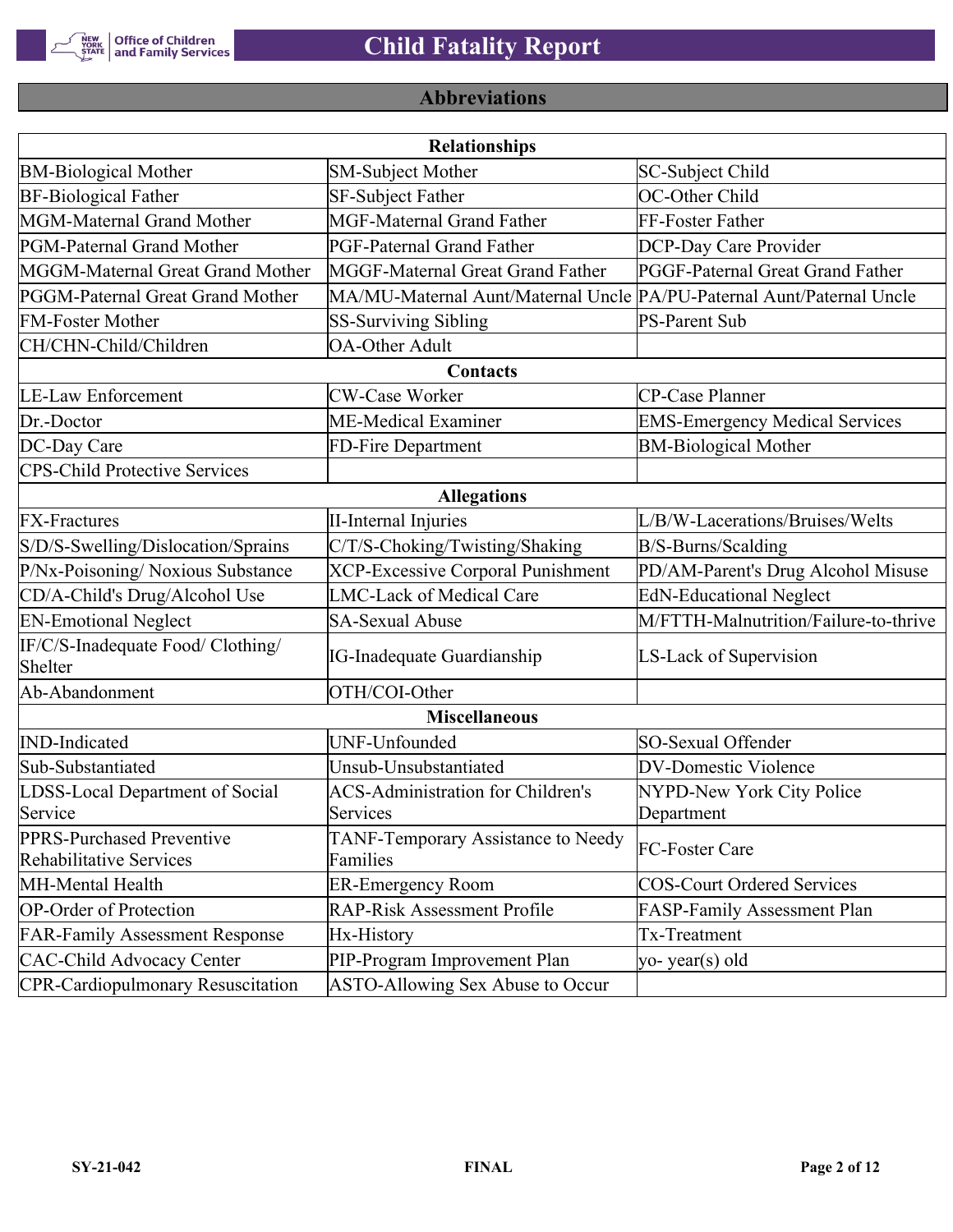## Abbreviations

| Relationships | | |
|---|---|---|
| BM-Biological Mother | SM-Subject Mother | SC-Subject Child |
| BF-Biological Father | SF-Subject Father | OC-Other Child |
| MGM-Maternal Grand Mother | MGF-Maternal Grand Father | FF-Foster Father |
| PGM-Paternal Grand Mother | PGF-Paternal Grand Father | DCP-Day Care Provider |
| MGGM-Maternal Great Grand Mother | MGGF-Maternal Great Grand Father | PGGF-Paternal Great Grand Father |
| PGGM-Paternal Great Grand Mother | MA/MU-Maternal Aunt/Maternal Uncle | PA/PU-Paternal Aunt/Paternal Uncle |
| FM-Foster Mother | SS-Surviving Sibling | PS-Parent Sub |
| CH/CHN-Child/Children | OA-Other Adult | |
| **Contacts** | | |
| LE-Law Enforcement | CW-Case Worker | CP-Case Planner |
| Dr.-Doctor | ME-Medical Examiner | EMS-Emergency Medical Services |
| DC-Day Care | FD-Fire Department | BM-Biological Mother |
| CPS-Child Protective Services | | |
| **Allegations** | | |
| FX-Fractures | II-Internal Injuries | L/B/W-Lacerations/Bruises/Welts |
| S/D/S-Swelling/Dislocation/Sprains | C/T/S-Choking/Twisting/Shaking | B/S-Burns/Scalding |
| P/Nx-Poisoning/ Noxious Substance | XCP-Excessive Corporal Punishment | PD/AM-Parent's Drug Alcohol Misuse |
| CD/A-Child's Drug/Alcohol Use | LMC-Lack of Medical Care | EdN-Educational Neglect |
| EN-Emotional Neglect | SA-Sexual Abuse | M/FTTH-Malnutrition/Failure-to-thrive |
| IF/C/S-Inadequate Food/ Clothing/ Shelter | IG-Inadequate Guardianship | LS-Lack of Supervision |
| Ab-Abandonment | OTH/COI-Other | |
| **Miscellaneous** | | |
| IND-Indicated | UNF-Unfounded | SO-Sexual Offender |
| Sub-Substantiated | Unsub-Unsubstantiated | DV-Domestic Violence |
| LDSS-Local Department of Social Service | ACS-Administration for Children's Services | NYPD-New York City Police Department |
| PPRS-Purchased Preventive Rehabilitative Services | TANF-Temporary Assistance to Needy Families | FC-Foster Care |
| MH-Mental Health | ER-Emergency Room | COS-Court Ordered Services |
| OP-Order of Protection | RAP-Risk Assessment Profile | FASP-Family Assessment Plan |
| FAR-Family Assessment Response | Hx-History | Tx-Treatment |
| CAC-Child Advocacy Center | PIP-Program Improvement Plan | yo- year(s) old |
| CPR-Cardiopulmonary Resuscitation | ASTO-Allowing Sex Abuse to Occur | |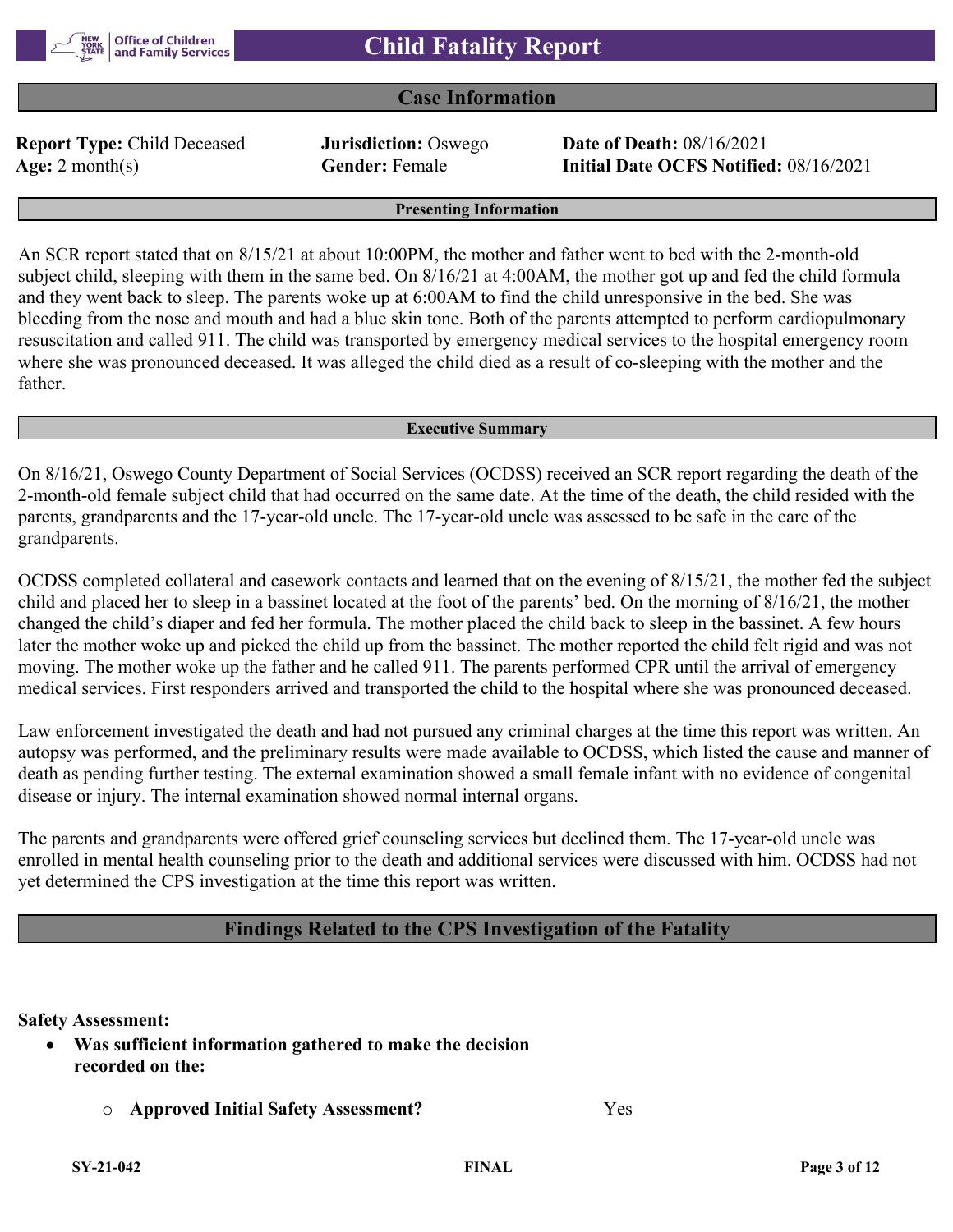## Case Information

**Report Type:** Child Deceased
**Jurisdiction:** Oswego
**Date of Death:** 08/16/2021
**Age:** 2 month(s)
**Gender:** Female
**Initial Date OCFS Notified:** 08/16/2021

### Presenting Information

An SCR report stated that on 8/15/21 at about 10:00PM, the mother and father went to bed with the 2-month-old subject child, sleeping with them in the same bed. On 8/16/21 at 4:00AM, the mother got up and fed the child formula and they went back to sleep. The parents woke up at 6:00AM to find the child unresponsive in the bed. She was bleeding from the nose and mouth and had a blue skin tone. Both of the parents attempted to perform cardiopulmonary resuscitation and called 911. The child was transported by emergency medical services to the hospital emergency room where she was pronounced deceased. It was alleged the child died as a result of co-sleeping with the mother and the father.

### Executive Summary

On 8/16/21, Oswego County Department of Social Services (OCDSS) received an SCR report regarding the death of the 2-month-old female subject child that had occurred on the same date. At the time of the death, the child resided with the parents, grandparents and the 17-year-old uncle. The 17-year-old uncle was assessed to be safe in the care of the grandparents.

OCDSS completed collateral and casework contacts and learned that on the evening of 8/15/21, the mother fed the subject child and placed her to sleep in a bassinet located at the foot of the parents' bed. On the morning of 8/16/21, the mother changed the child's diaper and fed her formula. The mother placed the child back to sleep in the bassinet. A few hours later the mother woke up and picked the child up from the bassinet. The mother reported the child felt rigid and was not moving. The mother woke up the father and he called 911. The parents performed CPR until the arrival of emergency medical services. First responders arrived and transported the child to the hospital where she was pronounced deceased.

Law enforcement investigated the death and had not pursued any criminal charges at the time this report was written. An autopsy was performed, and the preliminary results were made available to OCDSS, which listed the cause and manner of death as pending further testing. The external examination showed a small female infant with no evidence of congenital disease or injury. The internal examination showed normal internal organs.

The parents and grandparents were offered grief counseling services but declined them. The 17-year-old uncle was enrolled in mental health counseling prior to the death and additional services were discussed with him. OCDSS had not yet determined the CPS investigation at the time this report was written.

## Findings Related to the CPS Investigation of the Fatality

**Safety Assessment:**

- **Was sufficient information gathered to make the decision recorded on the:**
  - **Approved Initial Safety Assessment?** Yes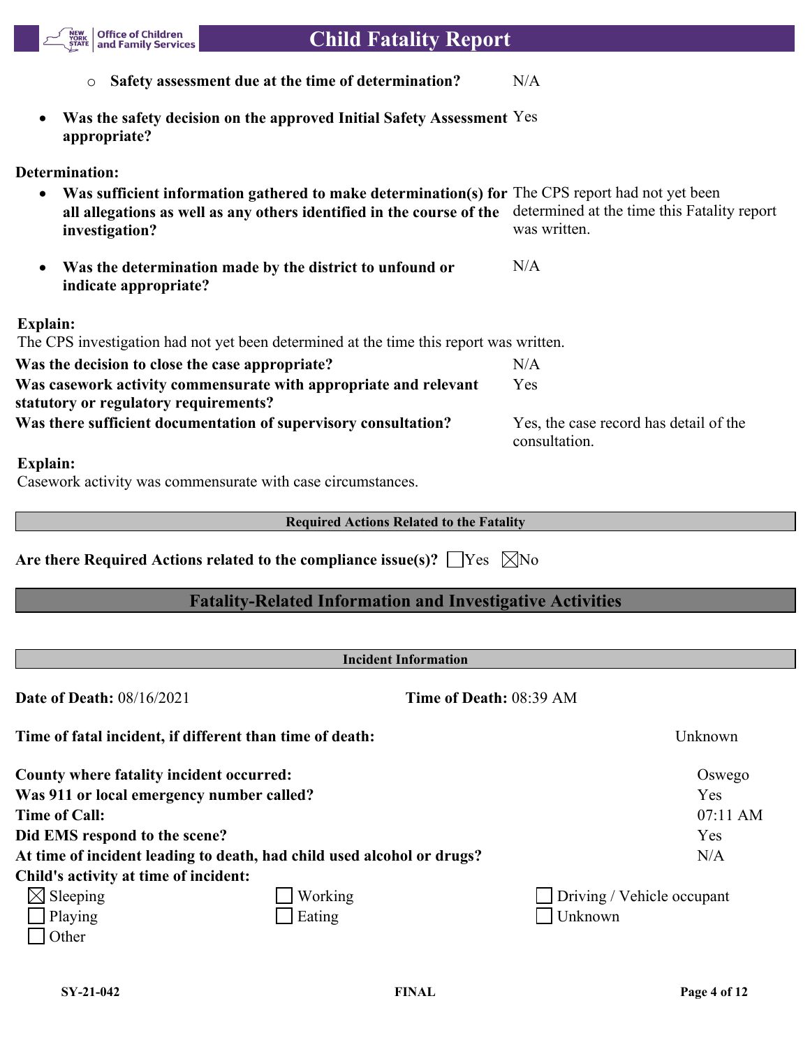- Safety assessment due at the time of determination? N/A

- **Was the safety decision on the approved Initial Safety Assessment appropriate?** Yes

**Determination:**

- **Was sufficient information gathered to make determination(s) for all allegations as well as any others identified in the course of the investigation?** The CPS report had not yet been determined at the time this Fatality report was written.

- **Was the determination made by the district to unfound or indicate appropriate?** N/A

**Explain:**

The CPS investigation had not yet been determined at the time this report was written.

| | |
|---|---|
| **Was the decision to close the case appropriate?** | N/A |
| **Was casework activity commensurate with appropriate and relevant statutory or regulatory requirements?** | Yes |
| **Was there sufficient documentation of supervisory consultation?** | Yes, the case record has detail of the consultation. |

**Explain:**

Casework activity was commensurate with case circumstances.

### Required Actions Related to the Fatality

**Are there Required Actions related to the compliance issue(s)?** ☐ Yes ☒ No

## Fatality-Related Information and Investigative Activities

### Incident Information

**Date of Death:** 08/16/2021 **Time of Death:** 08:39 AM

| | |
|---|---|
| **Time of fatal incident, if different than time of death:** | Unknown |
| **County where fatality incident occurred:** | Oswego |
| **Was 911 or local emergency number called?** | Yes |
| **Time of Call:** | 07:11 AM |
| **Did EMS respond to the scene?** | Yes |
| **At time of incident leading to death, had child used alcohol or drugs?** | N/A |

**Child's activity at time of incident:**

☒ Sleeping ☐ Working ☐ Driving / Vehicle occupant
☐ Playing ☐ Eating ☐ Unknown
☐ Other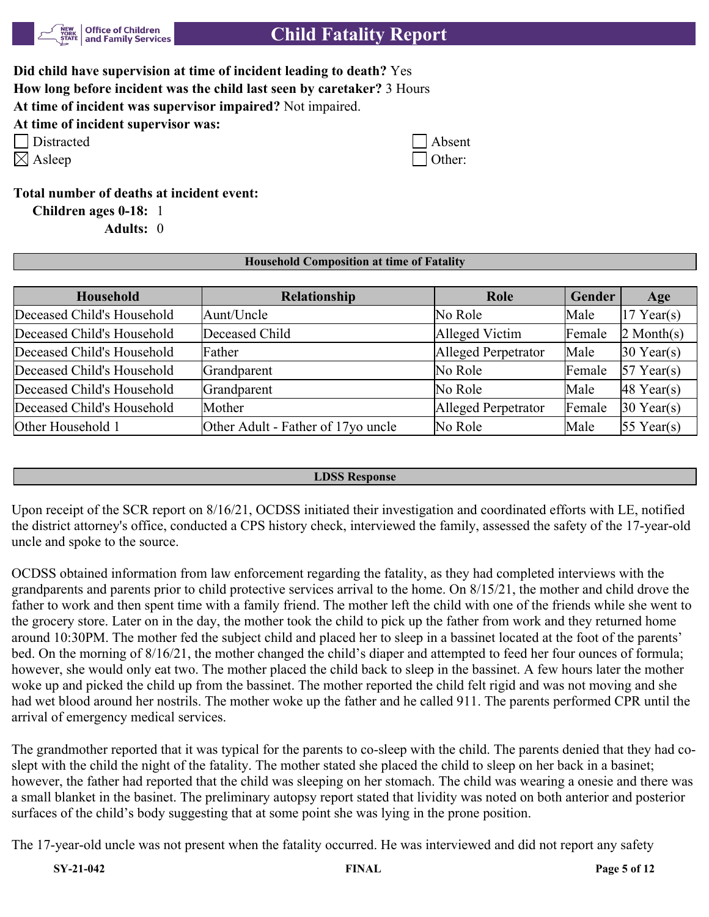**Did child have supervision at time of incident leading to death?** Yes
**How long before incident was the child last seen by caretaker?** 3 Hours
**At time of incident was supervisor impaired?** Not impaired.
**At time of incident supervisor was:**

- [ ] Distracted
- [ ] Absent
- [x] Asleep
- [ ] Other:

**Total number of deaths at incident event:**

**Children ages 0-18:** 1

**Adults:** 0

## Household Composition at time of Fatality

| Household | Relationship | Role | Gender | Age |
|---|---|---|---|---|
| Deceased Child's Household | Aunt/Uncle | No Role | Male | 17 Year(s) |
| Deceased Child's Household | Deceased Child | Alleged Victim | Female | 2 Month(s) |
| Deceased Child's Household | Father | Alleged Perpetrator | Male | 30 Year(s) |
| Deceased Child's Household | Grandparent | No Role | Female | 57 Year(s) |
| Deceased Child's Household | Grandparent | No Role | Male | 48 Year(s) |
| Deceased Child's Household | Mother | Alleged Perpetrator | Female | 30 Year(s) |
| Other Household 1 | Other Adult - Father of 17yo uncle | No Role | Male | 55 Year(s) |

## LDSS Response

Upon receipt of the SCR report on 8/16/21, OCDSS initiated their investigation and coordinated efforts with LE, notified the district attorney's office, conducted a CPS history check, interviewed the family, assessed the safety of the 17-year-old uncle and spoke to the source.

OCDSS obtained information from law enforcement regarding the fatality, as they had completed interviews with the grandparents and parents prior to child protective services arrival to the home. On 8/15/21, the mother and child drove the father to work and then spent time with a family friend. The mother left the child with one of the friends while she went to the grocery store. Later on in the day, the mother took the child to pick up the father from work and they returned home around 10:30PM. The mother fed the subject child and placed her to sleep in a bassinet located at the foot of the parents' bed. On the morning of 8/16/21, the mother changed the child's diaper and attempted to feed her four ounces of formula; however, she would only eat two. The mother placed the child back to sleep in the bassinet. A few hours later the mother woke up and picked the child up from the bassinet. The mother reported the child felt rigid and was not moving and she had wet blood around her nostrils. The mother woke up the father and he called 911. The parents performed CPR until the arrival of emergency medical services.

The grandmother reported that it was typical for the parents to co-sleep with the child. The parents denied that they had co-slept with the child the night of the fatality. The mother stated she placed the child to sleep on her back in a basinet; however, the father had reported that the child was sleeping on her stomach. The child was wearing a onesie and there was a small blanket in the basinet. The preliminary autopsy report stated that lividity was noted on both anterior and posterior surfaces of the child's body suggesting that at some point she was lying in the prone position.

The 17-year-old uncle was not present when the fatality occurred. He was interviewed and did not report any safety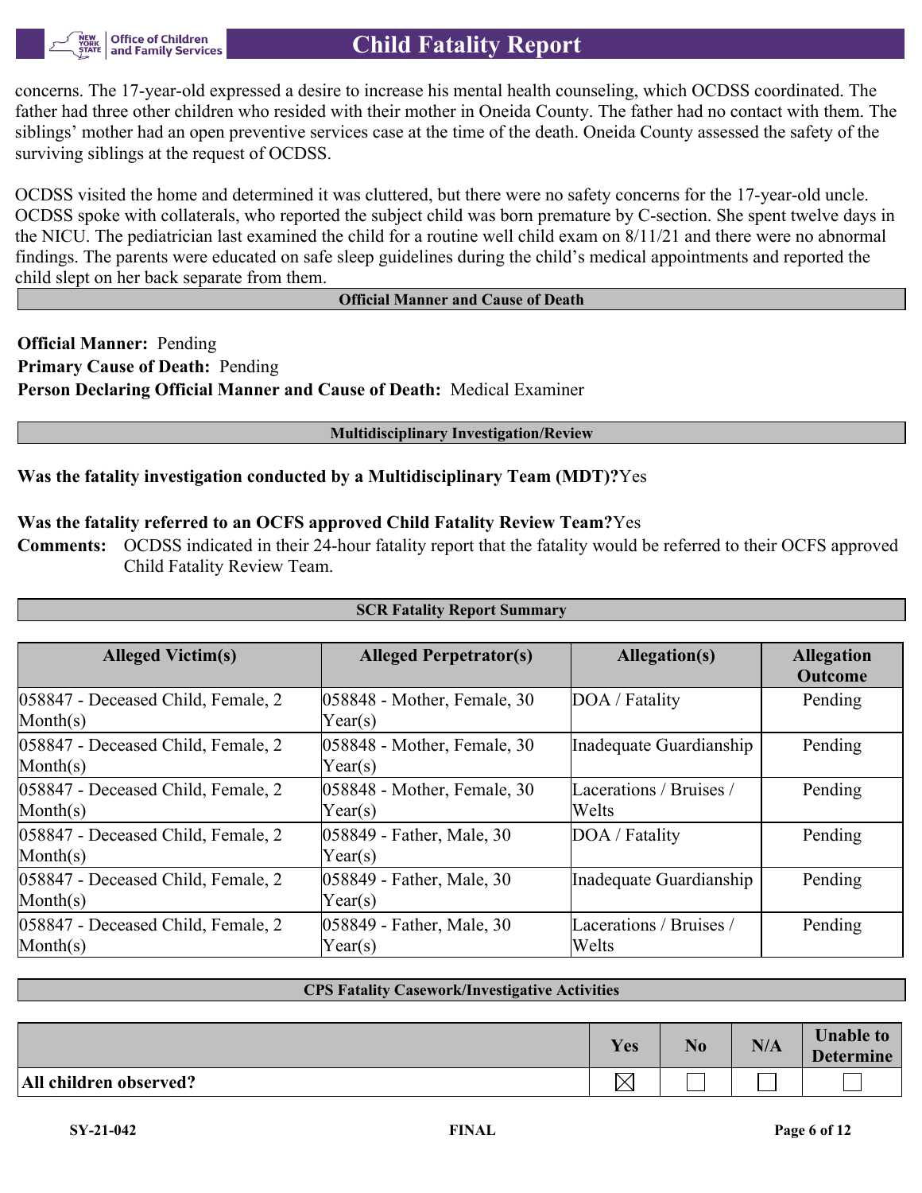concerns. The 17-year-old expressed a desire to increase his mental health counseling, which OCDSS coordinated. The father had three other children who resided with their mother in Oneida County. The father had no contact with them. The siblings' mother had an open preventive services case at the time of the death. Oneida County assessed the safety of the surviving siblings at the request of OCDSS.

OCDSS visited the home and determined it was cluttered, but there were no safety concerns for the 17-year-old uncle. OCDSS spoke with collaterals, who reported the subject child was born premature by C-section. She spent twelve days in the NICU. The pediatrician last examined the child for a routine well child exam on 8/11/21 and there were no abnormal findings. The parents were educated on safe sleep guidelines during the child's medical appointments and reported the child slept on her back separate from them.

## Official Manner and Cause of Death

**Official Manner:** Pending
**Primary Cause of Death:** Pending
**Person Declaring Official Manner and Cause of Death:** Medical Examiner

## Multidisciplinary Investigation/Review

**Was the fatality investigation conducted by a Multidisciplinary Team (MDT)?** Yes

**Was the fatality referred to an OCFS approved Child Fatality Review Team?** Yes

**Comments:** OCDSS indicated in their 24-hour fatality report that the fatality would be referred to their OCFS approved Child Fatality Review Team.

## SCR Fatality Report Summary

| Alleged Victim(s) | Alleged Perpetrator(s) | Allegation(s) | Allegation Outcome |
|---|---|---|---|
| 058847 - Deceased Child, Female, 2 Month(s) | 058848 - Mother, Female, 30 Year(s) | DOA / Fatality | Pending |
| 058847 - Deceased Child, Female, 2 Month(s) | 058848 - Mother, Female, 30 Year(s) | Inadequate Guardianship | Pending |
| 058847 - Deceased Child, Female, 2 Month(s) | 058848 - Mother, Female, 30 Year(s) | Lacerations / Bruises / Welts | Pending |
| 058847 - Deceased Child, Female, 2 Month(s) | 058849 - Father, Male, 30 Year(s) | DOA / Fatality | Pending |
| 058847 - Deceased Child, Female, 2 Month(s) | 058849 - Father, Male, 30 Year(s) | Inadequate Guardianship | Pending |
| 058847 - Deceased Child, Female, 2 Month(s) | 058849 - Father, Male, 30 Year(s) | Lacerations / Bruises / Welts | Pending |

## CPS Fatality Casework/Investigative Activities

| | Yes | No | N/A | Unable to Determine |
|---|---|---|---|---|
| **All children observed?** | ☒ | ☐ | ☐ | ☐ |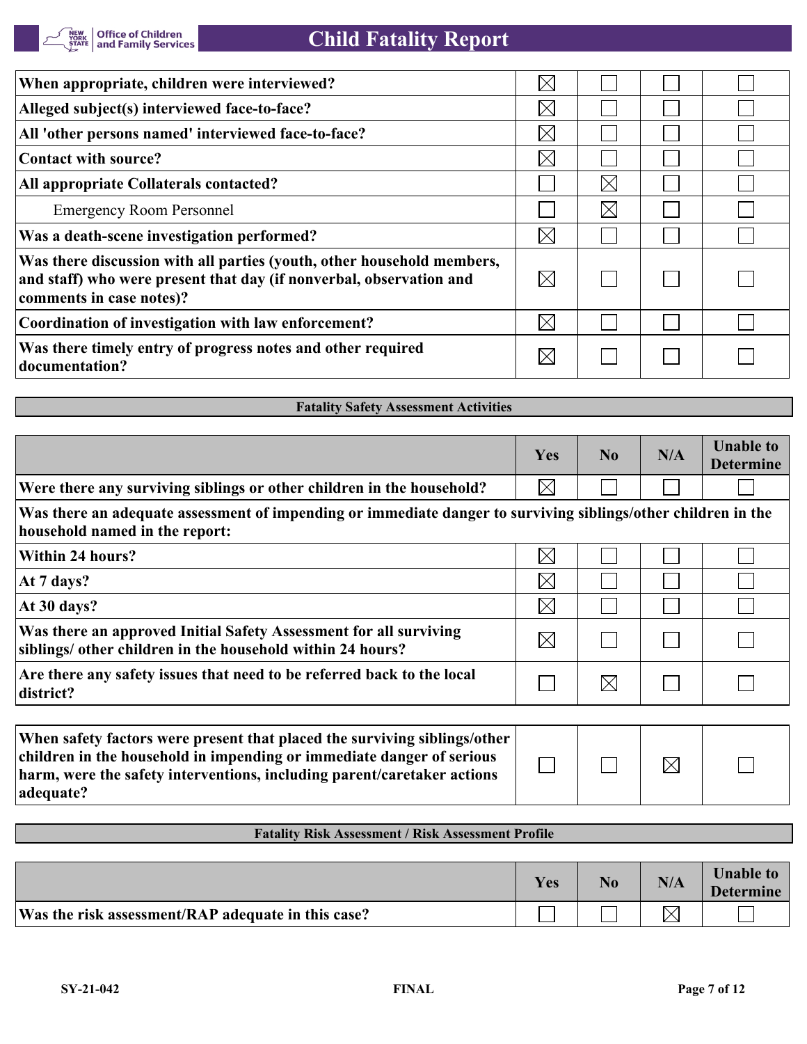| | Yes | No | N/A | Unable to Determine |
|---|---|---|---|---|
| **When appropriate, children were interviewed?** | ☒ | ☐ | ☐ | ☐ |
| **Alleged subject(s) interviewed face-to-face?** | ☒ | ☐ | ☐ | ☐ |
| **All 'other persons named' interviewed face-to-face?** | ☒ | ☐ | ☐ | ☐ |
| **Contact with source?** | ☒ | ☐ | ☐ | ☐ |
| **All appropriate Collaterals contacted?** | ☐ | ☒ | ☐ | ☐ |
| Emergency Room Personnel | ☐ | ☒ | ☐ | ☐ |
| **Was a death-scene investigation performed?** | ☒ | ☐ | ☐ | ☐ |
| **Was there discussion with all parties (youth, other household members, and staff) who were present that day (if nonverbal, observation and comments in case notes)?** | ☒ | ☐ | ☐ | ☐ |
| **Coordination of investigation with law enforcement?** | ☒ | ☐ | ☐ | ☐ |
| **Was there timely entry of progress notes and other required documentation?** | ☒ | ☐ | ☐ | ☐ |

## Fatality Safety Assessment Activities

| | Yes | No | N/A | Unable to Determine |
|---|---|---|---|---|
| **Were there any surviving siblings or other children in the household?** | ☒ | ☐ | ☐ | ☐ |
| **Was there an adequate assessment of impending or immediate danger to surviving siblings/other children in the household named in the report:** | | | | |
| **Within 24 hours?** | ☒ | ☐ | ☐ | ☐ |
| **At 7 days?** | ☒ | ☐ | ☐ | ☐ |
| **At 30 days?** | ☒ | ☐ | ☐ | ☐ |
| **Was there an approved Initial Safety Assessment for all surviving siblings/ other children in the household within 24 hours?** | ☒ | ☐ | ☐ | ☐ |
| **Are there any safety issues that need to be referred back to the local district?** | ☐ | ☒ | ☐ | ☐ |
| **When safety factors were present that placed the surviving siblings/other children in the household in impending or immediate danger of serious harm, were the safety interventions, including parent/caretaker actions adequate?** | ☐ | ☐ | ☒ | ☐ |

## Fatality Risk Assessment / Risk Assessment Profile

| | Yes | No | N/A | Unable to Determine |
|---|---|---|---|---|
| **Was the risk assessment/RAP adequate in this case?** | ☐ | ☐ | ☒ | ☐ |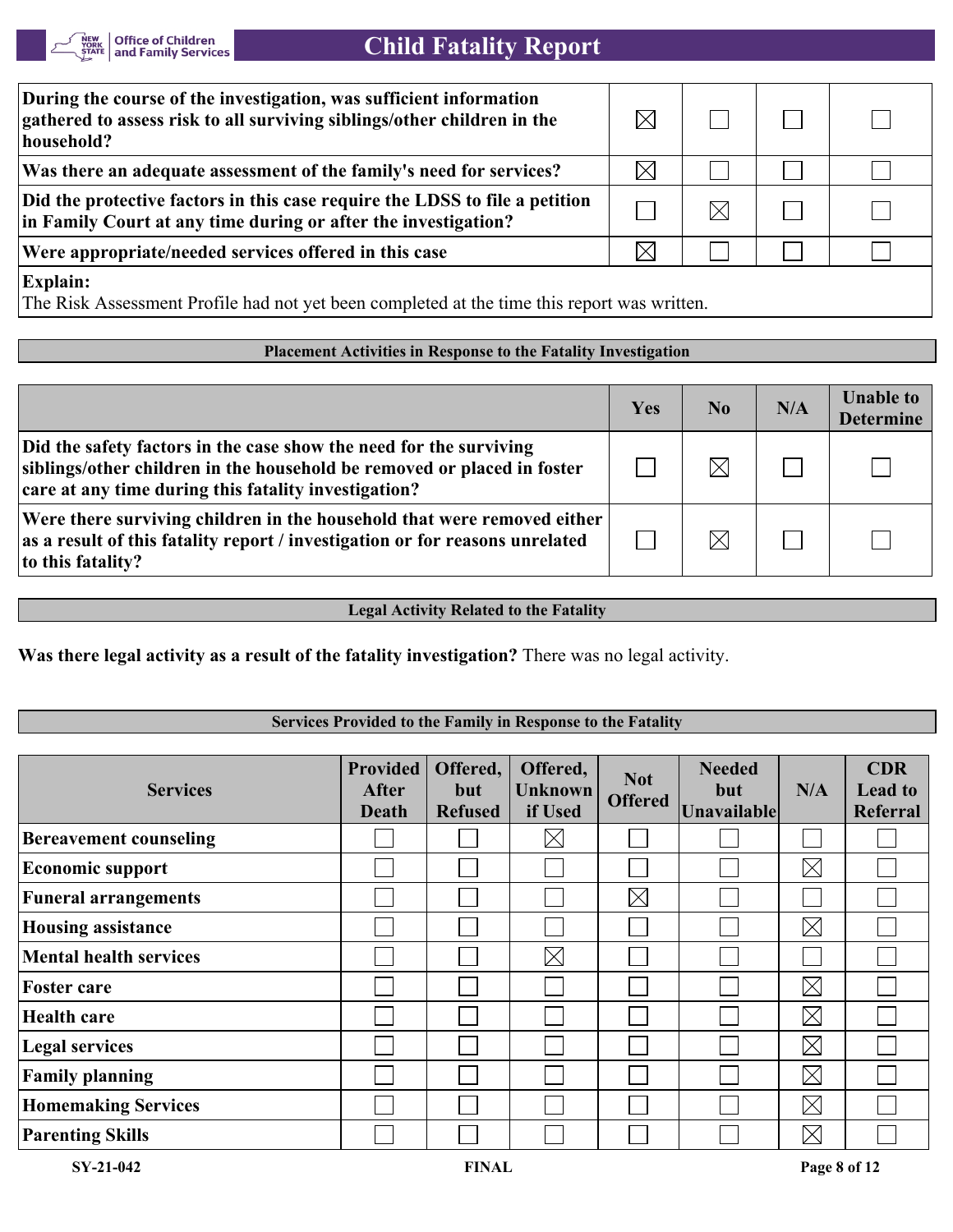| | | | | |
|---|---|---|---|---|
| **During the course of the investigation, was sufficient information gathered to assess risk to all surviving siblings/other children in the household?** | ☒ | ☐ | ☐ | ☐ |
| **Was there an adequate assessment of the family's need for services?** | ☒ | ☐ | ☐ | ☐ |
| **Did the protective factors in this case require the LDSS to file a petition in Family Court at any time during or after the investigation?** | ☐ | ☒ | ☐ | ☐ |
| **Were appropriate/needed services offered in this case** | ☒ | ☐ | ☐ | ☐ |

**Explain:**
The Risk Assessment Profile had not yet been completed at the time this report was written.

**Placement Activities in Response to the Fatality Investigation**

| | Yes | No | N/A | Unable to Determine |
|---|---|---|---|---|
| **Did the safety factors in the case show the need for the surviving siblings/other children in the household be removed or placed in foster care at any time during this fatality investigation?** | ☐ | ☒ | ☐ | ☐ |
| **Were there surviving children in the household that were removed either as a result of this fatality report / investigation or for reasons unrelated to this fatality?** | ☐ | ☒ | ☐ | ☐ |

**Legal Activity Related to the Fatality**

**Was there legal activity as a result of the fatality investigation?** There was no legal activity.

**Services Provided to the Family in Response to the Fatality**

| Services | Provided After Death | Offered, but Refused | Offered, Unknown if Used | Not Offered | Needed but Unavailable | N/A | CDR Lead to Referral |
|---|---|---|---|---|---|---|---|
| **Bereavement counseling** | ☐ | ☐ | ☒ | ☐ | ☐ | ☐ | ☐ |
| **Economic support** | ☐ | ☐ | ☐ | ☐ | ☐ | ☒ | ☐ |
| **Funeral arrangements** | ☐ | ☐ | ☐ | ☒ | ☐ | ☐ | ☐ |
| **Housing assistance** | ☐ | ☐ | ☐ | ☐ | ☐ | ☒ | ☐ |
| **Mental health services** | ☐ | ☐ | ☒ | ☐ | ☐ | ☐ | ☐ |
| **Foster care** | ☐ | ☐ | ☐ | ☐ | ☐ | ☒ | ☐ |
| **Health care** | ☐ | ☐ | ☐ | ☐ | ☐ | ☒ | ☐ |
| **Legal services** | ☐ | ☐ | ☐ | ☐ | ☐ | ☒ | ☐ |
| **Family planning** | ☐ | ☐ | ☐ | ☐ | ☐ | ☒ | ☐ |
| **Homemaking Services** | ☐ | ☐ | ☐ | ☐ | ☐ | ☒ | ☐ |
| **Parenting Skills** | ☐ | ☐ | ☐ | ☐ | ☐ | ☒ | ☐ |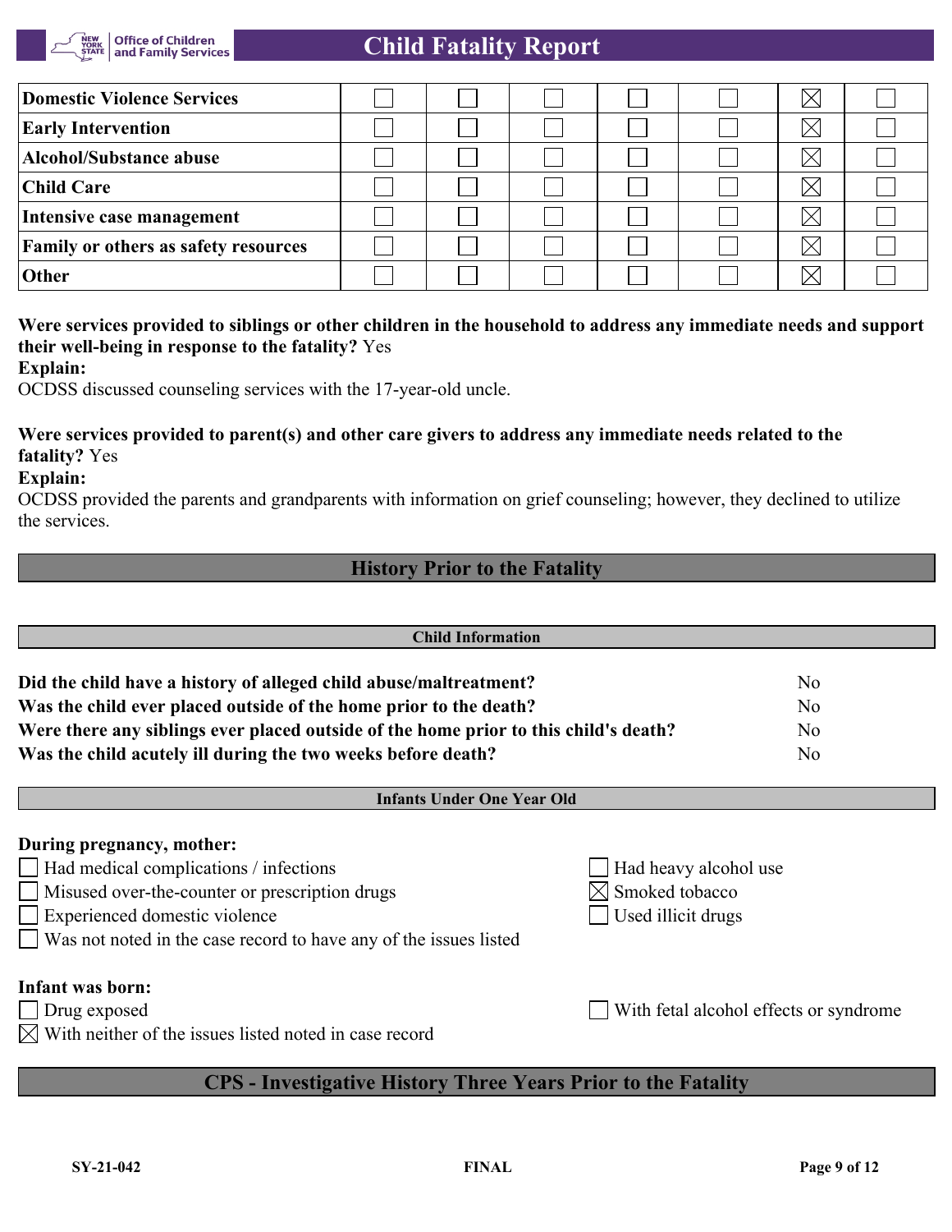| | | | | | | | |
|---|---|---|---|---|---|---|---|
| **Domestic Violence Services** | ☐ | ☐ | ☐ | ☐ | ☐ | ☒ | ☐ |
| **Early Intervention** | ☐ | ☐ | ☐ | ☐ | ☐ | ☒ | ☐ |
| **Alcohol/Substance abuse** | ☐ | ☐ | ☐ | ☐ | ☐ | ☒ | ☐ |
| **Child Care** | ☐ | ☐ | ☐ | ☐ | ☐ | ☒ | ☐ |
| **Intensive case management** | ☐ | ☐ | ☐ | ☐ | ☐ | ☒ | ☐ |
| **Family or others as safety resources** | ☐ | ☐ | ☐ | ☐ | ☐ | ☒ | ☐ |
| **Other** | ☐ | ☐ | ☐ | ☐ | ☐ | ☒ | ☐ |

**Were services provided to siblings or other children in the household to address any immediate needs and support their well-being in response to the fatality?** Yes

**Explain:**

OCDSS discussed counseling services with the 17-year-old uncle.

**Were services provided to parent(s) and other care givers to address any immediate needs related to the fatality?** Yes

**Explain:**

OCDSS provided the parents and grandparents with information on grief counseling; however, they declined to utilize the services.

## History Prior to the Fatality

### Child Information

| | |
|---|---|
| **Did the child have a history of alleged child abuse/maltreatment?** | No |
| **Was the child ever placed outside of the home prior to the death?** | No |
| **Were there any siblings ever placed outside of the home prior to this child's death?** | No |
| **Was the child acutely ill during the two weeks before death?** | No |

### Infants Under One Year Old

**During pregnancy, mother:**

- ☐ Had medical complications / infections
- ☐ Misused over-the-counter or prescription drugs
- ☐ Experienced domestic violence
- ☐ Was not noted in the case record to have any of the issues listed
- ☐ Had heavy alcohol use
- ☒ Smoked tobacco
- ☐ Used illicit drugs

**Infant was born:**

- ☐ Drug exposed
- ☒ With neither of the issues listed noted in case record
- ☐ With fetal alcohol effects or syndrome

## CPS - Investigative History Three Years Prior to the Fatality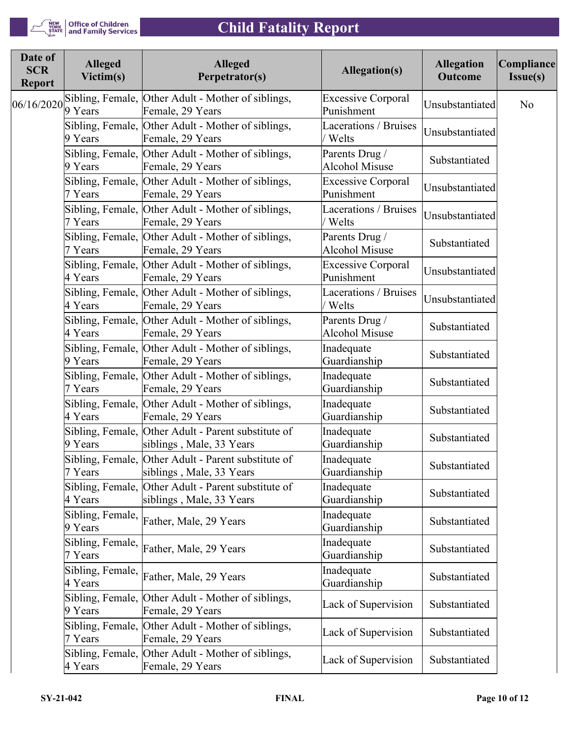| Date of SCR Report | Alleged Victim(s) | Alleged Perpetrator(s) | Allegation(s) | Allegation Outcome | Compliance Issue(s) |
|---|---|---|---|---|---|
| 06/16/2020 | Sibling, Female, 9 Years | Other Adult - Mother of siblings, Female, 29 Years | Excessive Corporal Punishment | Unsubstantiated | No |
| | Sibling, Female, 9 Years | Other Adult - Mother of siblings, Female, 29 Years | Lacerations / Bruises / Welts | Unsubstantiated | |
| | Sibling, Female, 9 Years | Other Adult - Mother of siblings, Female, 29 Years | Parents Drug / Alcohol Misuse | Substantiated | |
| | Sibling, Female, 7 Years | Other Adult - Mother of siblings, Female, 29 Years | Excessive Corporal Punishment | Unsubstantiated | |
| | Sibling, Female, 7 Years | Other Adult - Mother of siblings, Female, 29 Years | Lacerations / Bruises / Welts | Unsubstantiated | |
| | Sibling, Female, 7 Years | Other Adult - Mother of siblings, Female, 29 Years | Parents Drug / Alcohol Misuse | Substantiated | |
| | Sibling, Female, 4 Years | Other Adult - Mother of siblings, Female, 29 Years | Excessive Corporal Punishment | Unsubstantiated | |
| | Sibling, Female, 4 Years | Other Adult - Mother of siblings, Female, 29 Years | Lacerations / Bruises / Welts | Unsubstantiated | |
| | Sibling, Female, 4 Years | Other Adult - Mother of siblings, Female, 29 Years | Parents Drug / Alcohol Misuse | Substantiated | |
| | Sibling, Female, 9 Years | Other Adult - Mother of siblings, Female, 29 Years | Inadequate Guardianship | Substantiated | |
| | Sibling, Female, 7 Years | Other Adult - Mother of siblings, Female, 29 Years | Inadequate Guardianship | Substantiated | |
| | Sibling, Female, 4 Years | Other Adult - Mother of siblings, Female, 29 Years | Inadequate Guardianship | Substantiated | |
| | Sibling, Female, 9 Years | Other Adult - Parent substitute of siblings , Male, 33 Years | Inadequate Guardianship | Substantiated | |
| | Sibling, Female, 7 Years | Other Adult - Parent substitute of siblings , Male, 33 Years | Inadequate Guardianship | Substantiated | |
| | Sibling, Female, 4 Years | Other Adult - Parent substitute of siblings , Male, 33 Years | Inadequate Guardianship | Substantiated | |
| | Sibling, Female, 9 Years | Father, Male, 29 Years | Inadequate Guardianship | Substantiated | |
| | Sibling, Female, 7 Years | Father, Male, 29 Years | Inadequate Guardianship | Substantiated | |
| | Sibling, Female, 4 Years | Father, Male, 29 Years | Inadequate Guardianship | Substantiated | |
| | Sibling, Female, 9 Years | Other Adult - Mother of siblings, Female, 29 Years | Lack of Supervision | Substantiated | |
| | Sibling, Female, 7 Years | Other Adult - Mother of siblings, Female, 29 Years | Lack of Supervision | Substantiated | |
| | Sibling, Female, 4 Years | Other Adult - Mother of siblings, Female, 29 Years | Lack of Supervision | Substantiated | |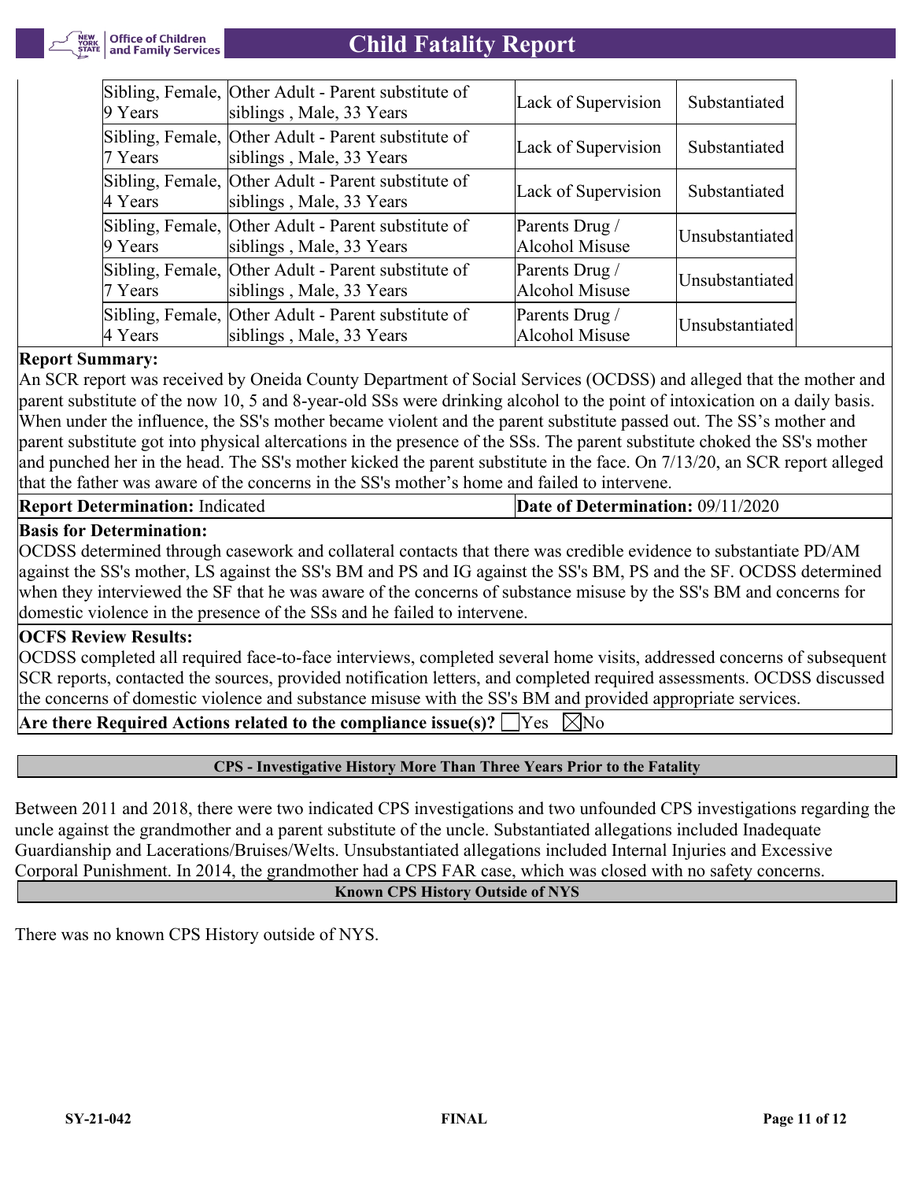| | | | |
|---|---|---|---|
| Sibling, Female, 9 Years | Other Adult - Parent substitute of siblings , Male, 33 Years | Lack of Supervision | Substantiated |
| Sibling, Female, 7 Years | Other Adult - Parent substitute of siblings , Male, 33 Years | Lack of Supervision | Substantiated |
| Sibling, Female, 4 Years | Other Adult - Parent substitute of siblings , Male, 33 Years | Lack of Supervision | Substantiated |
| Sibling, Female, 9 Years | Other Adult - Parent substitute of siblings , Male, 33 Years | Parents Drug / Alcohol Misuse | Unsubstantiated |
| Sibling, Female, 7 Years | Other Adult - Parent substitute of siblings , Male, 33 Years | Parents Drug / Alcohol Misuse | Unsubstantiated |
| Sibling, Female, 4 Years | Other Adult - Parent substitute of siblings , Male, 33 Years | Parents Drug / Alcohol Misuse | Unsubstantiated |

**Report Summary:**

An SCR report was received by Oneida County Department of Social Services (OCDSS) and alleged that the mother and parent substitute of the now 10, 5 and 8-year-old SSs were drinking alcohol to the point of intoxication on a daily basis. When under the influence, the SS's mother became violent and the parent substitute passed out. The SS's mother and parent substitute got into physical altercations in the presence of the SSs. The parent substitute choked the SS's mother and punched her in the head. The SS's mother kicked the parent substitute in the face. On 7/13/20, an SCR report alleged that the father was aware of the concerns in the SS's mother's home and failed to intervene.

**Report Determination:** Indicated **Date of Determination:** 09/11/2020

**Basis for Determination:**

OCDSS determined through casework and collateral contacts that there was credible evidence to substantiate PD/AM against the SS's mother, LS against the SS's BM and PS and IG against the SS's BM, PS and the SF. OCDSS determined when they interviewed the SF that he was aware of the concerns of substance misuse by the SS's BM and concerns for domestic violence in the presence of the SSs and he failed to intervene.

**OCFS Review Results:**

OCDSS completed all required face-to-face interviews, completed several home visits, addressed concerns of subsequent SCR reports, contacted the sources, provided notification letters, and completed required assessments. OCDSS discussed the concerns of domestic violence and substance misuse with the SS's BM and provided appropriate services.

**Are there Required Actions related to the compliance issue(s)?** ☐Yes ☒No

**CPS - Investigative History More Than Three Years Prior to the Fatality**

Between 2011 and 2018, there were two indicated CPS investigations and two unfounded CPS investigations regarding the uncle against the grandmother and a parent substitute of the uncle. Substantiated allegations included Inadequate Guardianship and Lacerations/Bruises/Welts. Unsubstantiated allegations included Internal Injuries and Excessive Corporal Punishment. In 2014, the grandmother had a CPS FAR case, which was closed with no safety concerns.

**Known CPS History Outside of NYS**

There was no known CPS History outside of NYS.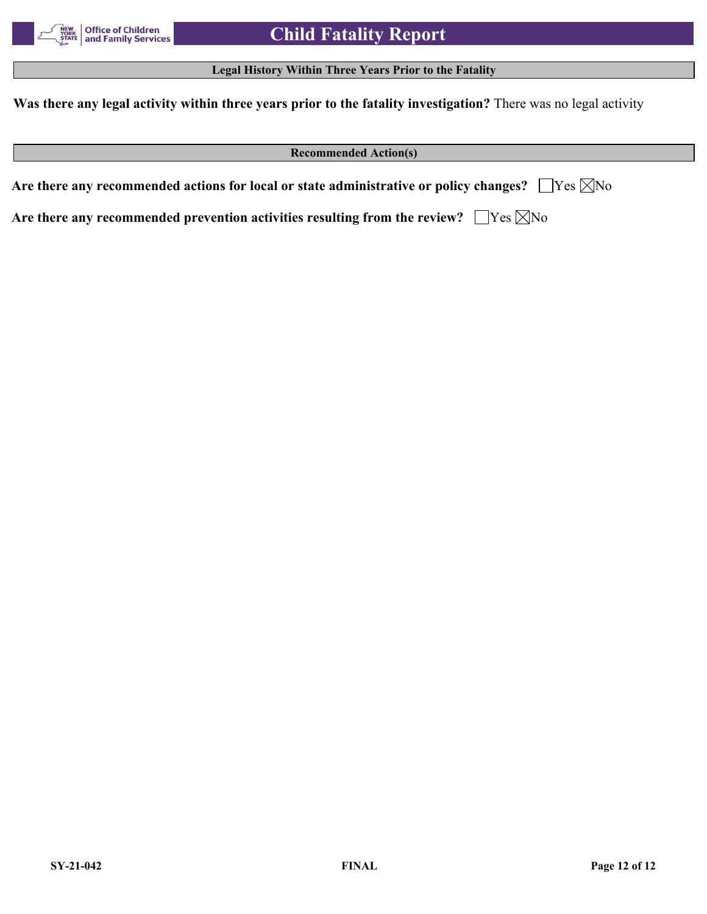## Legal History Within Three Years Prior to the Fatality

**Was there any legal activity within three years prior to the fatality investigation?** There was no legal activity

## Recommended Action(s)

**Are there any recommended actions for local or state administrative or policy changes?** ☐Yes ☒No

**Are there any recommended prevention activities resulting from the review?** ☐Yes ☒No